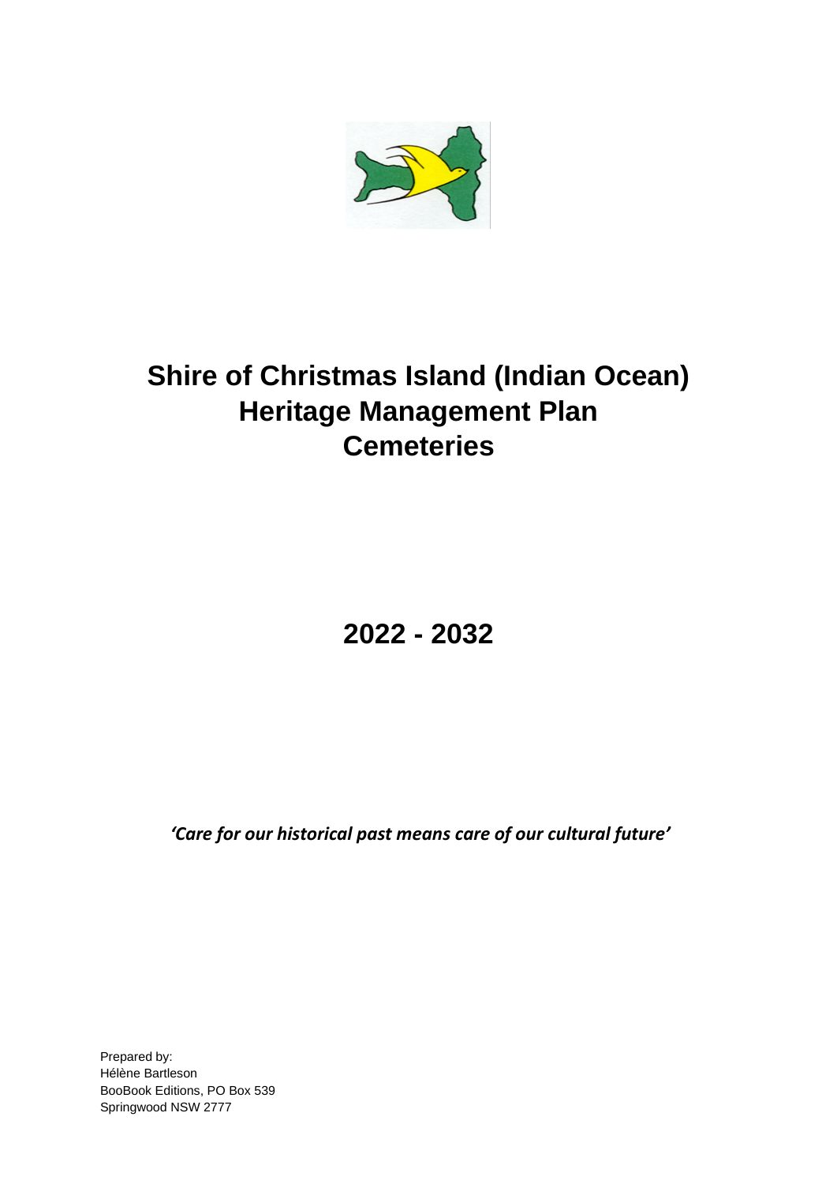# Shire of Christmas Island (Indian Ocean)
# Heritage Management Plan
# Cemeteries

## 2022 - 2032

***'Care for our historical past means care of our cultural future'***

Prepared by:
Hélène Bartleson
BooBook Editions, PO Box 539
Springwood NSW 2777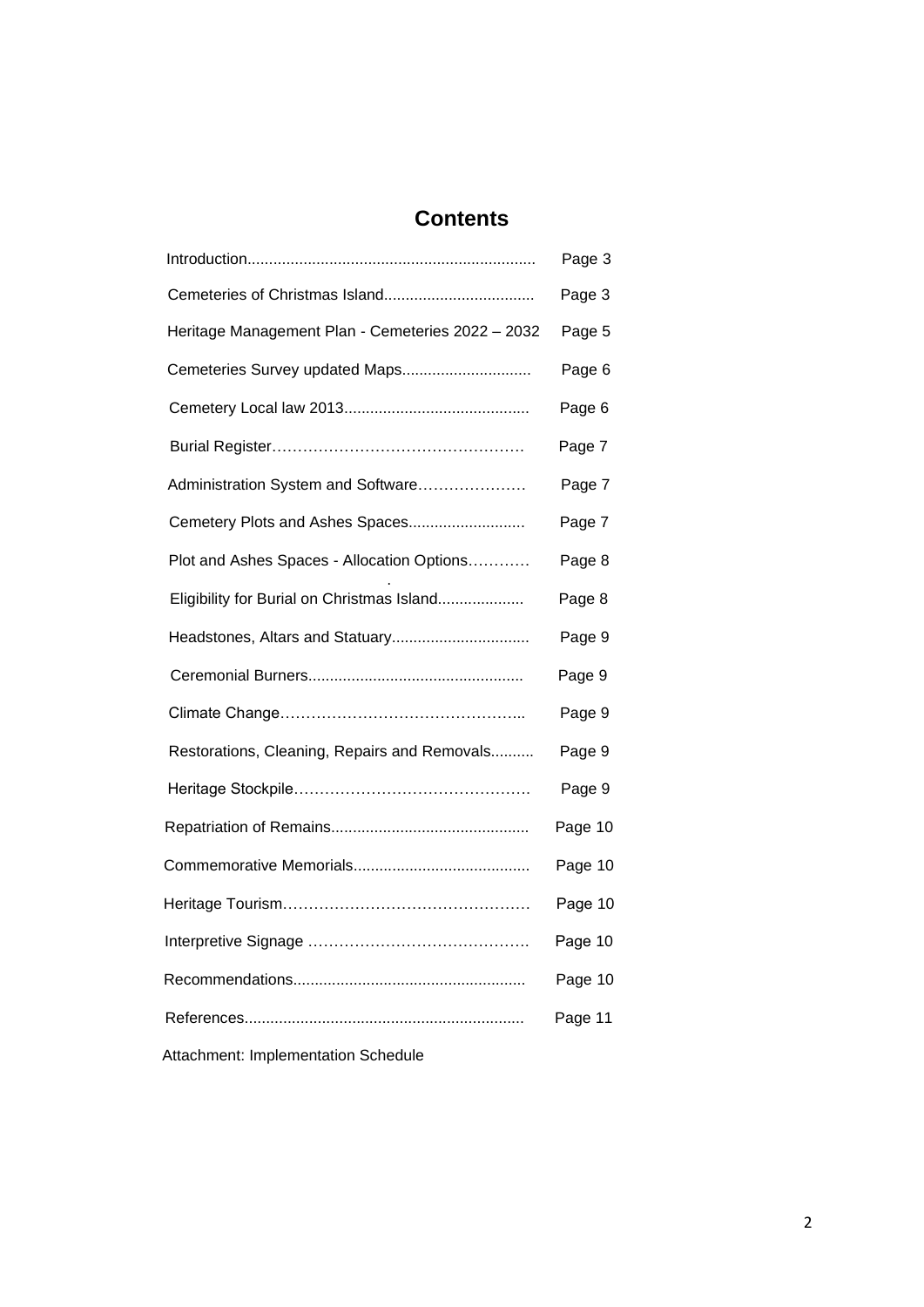# Contents

| | |
|---|---|
| Introduction | Page 3 |
| Cemeteries of Christmas Island | Page 3 |
| Heritage Management Plan - Cemeteries 2022 – 2032 | Page 5 |
| Cemeteries Survey updated Maps | Page 6 |
| Cemetery Local law 2013 | Page 6 |
| Burial Register | Page 7 |
| Administration System and Software | Page 7 |
| Cemetery Plots and Ashes Spaces | Page 7 |
| Plot and Ashes Spaces - Allocation Options | Page 8 |
| Eligibility for Burial on Christmas Island | Page 8 |
| Headstones, Altars and Statuary | Page 9 |
| Ceremonial Burners | Page 9 |
| Climate Change | Page 9 |
| Restorations, Cleaning, Repairs and Removals | Page 9 |
| Heritage Stockpile | Page 9 |
| Repatriation of Remains | Page 10 |
| Commemorative Memorials | Page 10 |
| Heritage Tourism | Page 10 |
| Interpretive Signage | Page 10 |
| Recommendations | Page 10 |
| References | Page 11 |

Attachment: Implementation Schedule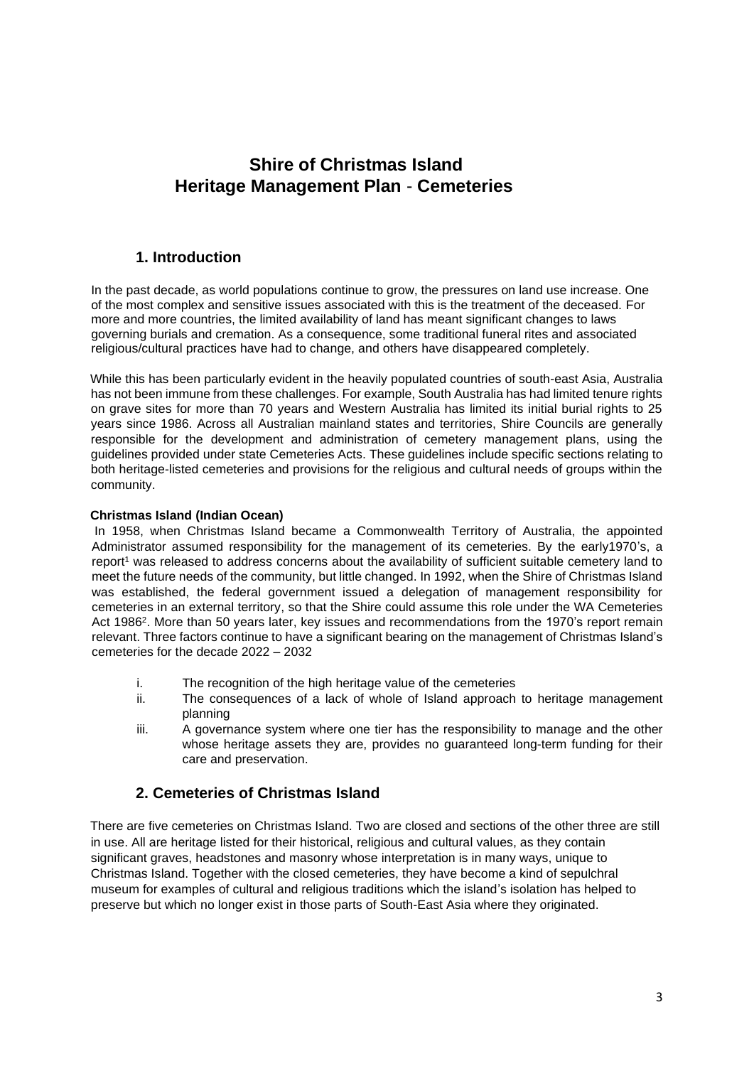# Shire of Christmas Island
# Heritage Management Plan - Cemeteries

## 1. Introduction

In the past decade, as world populations continue to grow, the pressures on land use increase. One of the most complex and sensitive issues associated with this is the treatment of the deceased. For more and more countries, the limited availability of land has meant significant changes to laws governing burials and cremation. As a consequence, some traditional funeral rites and associated religious/cultural practices have had to change, and others have disappeared completely.

While this has been particularly evident in the heavily populated countries of south-east Asia, Australia has not been immune from these challenges. For example, South Australia has had limited tenure rights on grave sites for more than 70 years and Western Australia has limited its initial burial rights to 25 years since 1986. Across all Australian mainland states and territories, Shire Councils are generally responsible for the development and administration of cemetery management plans, using the guidelines provided under state Cemeteries Acts. These guidelines include specific sections relating to both heritage-listed cemeteries and provisions for the religious and cultural needs of groups within the community.

**Christmas Island (Indian Ocean)**

In 1958, when Christmas Island became a Commonwealth Territory of Australia, the appointed Administrator assumed responsibility for the management of its cemeteries. By the early1970's, a report[1] was released to address concerns about the availability of sufficient suitable cemetery land to meet the future needs of the community, but little changed. In 1992, when the Shire of Christmas Island was established, the federal government issued a delegation of management responsibility for cemeteries in an external territory, so that the Shire could assume this role under the WA Cemeteries Act 1986[2]. More than 50 years later, key issues and recommendations from the 1970's report remain relevant. Three factors continue to have a significant bearing on the management of Christmas Island's cemeteries for the decade 2022 – 2032

i. The recognition of the high heritage value of the cemeteries
ii. The consequences of a lack of whole of Island approach to heritage management planning
iii. A governance system where one tier has the responsibility to manage and the other whose heritage assets they are, provides no guaranteed long-term funding for their care and preservation.

## 2. Cemeteries of Christmas Island

There are five cemeteries on Christmas Island. Two are closed and sections of the other three are still in use. All are heritage listed for their historical, religious and cultural values, as they contain significant graves, headstones and masonry whose interpretation is in many ways, unique to Christmas Island. Together with the closed cemeteries, they have become a kind of sepulchral museum for examples of cultural and religious traditions which the island's isolation has helped to preserve but which no longer exist in those parts of South-East Asia where they originated.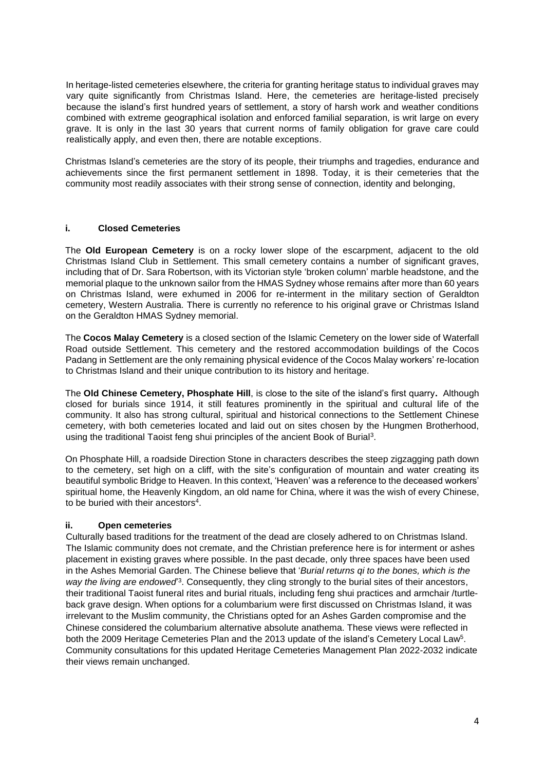In heritage-listed cemeteries elsewhere, the criteria for granting heritage status to individual graves may vary quite significantly from Christmas Island. Here, the cemeteries are heritage-listed precisely because the island's first hundred years of settlement, a story of harsh work and weather conditions combined with extreme geographical isolation and enforced familial separation, is writ large on every grave. It is only in the last 30 years that current norms of family obligation for grave care could realistically apply, and even then, there are notable exceptions.

Christmas Island's cemeteries are the story of its people, their triumphs and tragedies, endurance and achievements since the first permanent settlement in 1898. Today, it is their cemeteries that the community most readily associates with their strong sense of connection, identity and belonging,

### i. Closed Cemeteries

The **Old European Cemetery** is on a rocky lower slope of the escarpment, adjacent to the old Christmas Island Club in Settlement. This small cemetery contains a number of significant graves, including that of Dr. Sara Robertson, with its Victorian style 'broken column' marble headstone, and the memorial plaque to the unknown sailor from the HMAS Sydney whose remains after more than 60 years on Christmas Island, were exhumed in 2006 for re-interment in the military section of Geraldton cemetery, Western Australia. There is currently no reference to his original grave or Christmas Island on the Geraldton HMAS Sydney memorial.

The **Cocos Malay Cemetery** is a closed section of the Islamic Cemetery on the lower side of Waterfall Road outside Settlement. This cemetery and the restored accommodation buildings of the Cocos Padang in Settlement are the only remaining physical evidence of the Cocos Malay workers' re-location to Christmas Island and their unique contribution to its history and heritage.

The **Old Chinese Cemetery, Phosphate Hill**, is close to the site of the island's first quarry**.** Although closed for burials since 1914, it still features prominently in the spiritual and cultural life of the community. It also has strong cultural, spiritual and historical connections to the Settlement Chinese cemetery, with both cemeteries located and laid out on sites chosen by the Hungmen Brotherhood, using the traditional Taoist feng shui principles of the ancient Book of Burial[3].

On Phosphate Hill, a roadside Direction Stone in characters describes the steep zigzagging path down to the cemetery, set high on a cliff, with the site's configuration of mountain and water creating its beautiful symbolic Bridge to Heaven. In this context, 'Heaven' was a reference to the deceased workers' spiritual home, the Heavenly Kingdom, an old name for China, where it was the wish of every Chinese, to be buried with their ancestors[4].

### ii. Open cemeteries

Culturally based traditions for the treatment of the dead are closely adhered to on Christmas Island. The Islamic community does not cremate, and the Christian preference here is for interment or ashes placement in existing graves where possible. In the past decade, only three spaces have been used in the Ashes Memorial Garden. The Chinese believe that '*Burial returns qi to the bones, which is the way the living are endowed*'[3]. Consequently, they cling strongly to the burial sites of their ancestors, their traditional Taoist funeral rites and burial rituals, including feng shui practices and armchair /turtle-back grave design. When options for a columbarium were first discussed on Christmas Island, it was irrelevant to the Muslim community, the Christians opted for an Ashes Garden compromise and the Chinese considered the columbarium alternative absolute anathema. These views were reflected in both the 2009 Heritage Cemeteries Plan and the 2013 update of the island's Cemetery Local Law[5]. Community consultations for this updated Heritage Cemeteries Management Plan 2022-2032 indicate their views remain unchanged.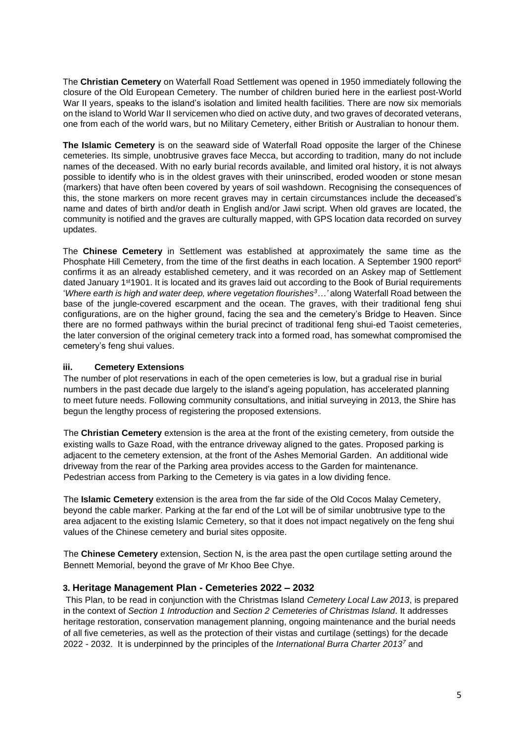The **Christian Cemetery** on Waterfall Road Settlement was opened in 1950 immediately following the closure of the Old European Cemetery. The number of children buried here in the earliest post-World War II years, speaks to the island's isolation and limited health facilities. There are now six memorials on the island to World War II servicemen who died on active duty, and two graves of decorated veterans, one from each of the world wars, but no Military Cemetery, either British or Australian to honour them.

**The Islamic Cemetery** is on the seaward side of Waterfall Road opposite the larger of the Chinese cemeteries. Its simple, unobtrusive graves face Mecca, but according to tradition, many do not include names of the deceased. With no early burial records available, and limited oral history, it is not always possible to identify who is in the oldest graves with their uninscribed, eroded wooden or stone mesan (markers) that have often been covered by years of soil washdown. Recognising the consequences of this, the stone markers on more recent graves may in certain circumstances include the deceased's name and dates of birth and/or death in English and/or Jawi script. When old graves are located, the community is notified and the graves are culturally mapped, with GPS location data recorded on survey updates.

The **Chinese Cemetery** in Settlement was established at approximately the same time as the Phosphate Hill Cemetery, from the time of the first deaths in each location. A September 1900 report[6] confirms it as an already established cemetery, and it was recorded on an Askey map of Settlement dated January 1st 1901. It is located and its graves laid out according to the Book of Burial requirements '*Where earth is high and water deep, where vegetation flourishes*[3]*…'* along Waterfall Road between the base of the jungle-covered escarpment and the ocean. The graves, with their traditional feng shui configurations, are on the higher ground, facing the sea and the cemetery's Bridge to Heaven. Since there are no formed pathways within the burial precinct of traditional feng shui-ed Taoist cemeteries, the later conversion of the original cemetery track into a formed road, has somewhat compromised the cemetery's feng shui values.

### iii. Cemetery Extensions

The number of plot reservations in each of the open cemeteries is low, but a gradual rise in burial numbers in the past decade due largely to the island's ageing population, has accelerated planning to meet future needs. Following community consultations, and initial surveying in 2013, the Shire has begun the lengthy process of registering the proposed extensions.

The **Christian Cemetery** extension is the area at the front of the existing cemetery, from outside the existing walls to Gaze Road, with the entrance driveway aligned to the gates. Proposed parking is adjacent to the cemetery extension, at the front of the Ashes Memorial Garden. An additional wide driveway from the rear of the Parking area provides access to the Garden for maintenance. Pedestrian access from Parking to the Cemetery is via gates in a low dividing fence.

The **Islamic Cemetery** extension is the area from the far side of the Old Cocos Malay Cemetery, beyond the cable marker. Parking at the far end of the Lot will be of similar unobtrusive type to the area adjacent to the existing Islamic Cemetery, so that it does not impact negatively on the feng shui values of the Chinese cemetery and burial sites opposite.

The **Chinese Cemetery** extension, Section N, is the area past the open curtilage setting around the Bennett Memorial, beyond the grave of Mr Khoo Bee Chye.

## 3. Heritage Management Plan - Cemeteries 2022 – 2032

This Plan, to be read in conjunction with the Christmas Island *Cemetery Local Law 2013*, is prepared in the context of *Section 1 Introduction* and *Section 2 Cemeteries of Christmas Island*. It addresses heritage restoration, conservation management planning, ongoing maintenance and the burial needs of all five cemeteries, as well as the protection of their vistas and curtilage (settings) for the decade 2022 - 2032. It is underpinned by the principles of the *International Burra Charter 2013*[7] and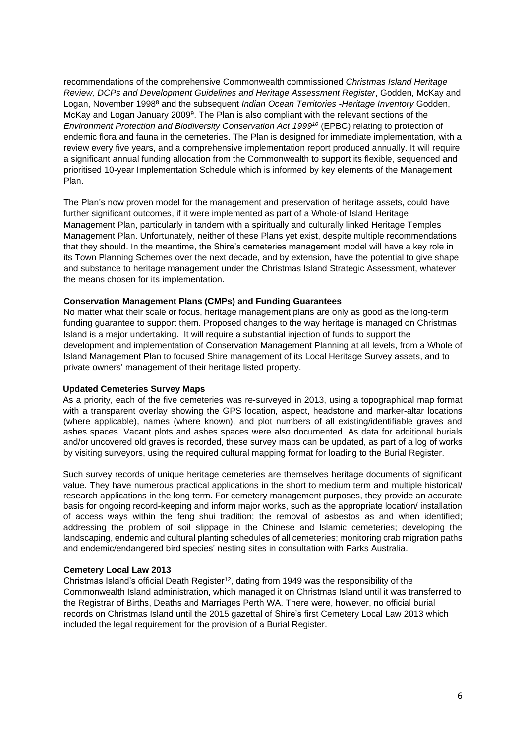recommendations of the comprehensive Commonwealth commissioned *Christmas Island Heritage Review, DCPs and Development Guidelines and Heritage Assessment Register*, Godden, McKay and Logan, November 1998[8] and the subsequent *Indian Ocean Territories -Heritage Inventory* Godden, McKay and Logan January 2009[9]. The Plan is also compliant with the relevant sections of the *Environment Protection and Biodiversity Conservation Act 1999*[10] (EPBC) relating to protection of endemic flora and fauna in the cemeteries. The Plan is designed for immediate implementation, with a review every five years, and a comprehensive implementation report produced annually. It will require a significant annual funding allocation from the Commonwealth to support its flexible, sequenced and prioritised 10-year Implementation Schedule which is informed by key elements of the Management Plan.

The Plan's now proven model for the management and preservation of heritage assets, could have further significant outcomes, if it were implemented as part of a Whole-of Island Heritage Management Plan, particularly in tandem with a spiritually and culturally linked Heritage Temples Management Plan. Unfortunately, neither of these Plans yet exist, despite multiple recommendations that they should. In the meantime, the Shire's cemeteries management model will have a key role in its Town Planning Schemes over the next decade, and by extension, have the potential to give shape and substance to heritage management under the Christmas Island Strategic Assessment, whatever the means chosen for its implementation.

**Conservation Management Plans (CMPs) and Funding Guarantees**

No matter what their scale or focus, heritage management plans are only as good as the long-term funding guarantee to support them. Proposed changes to the way heritage is managed on Christmas Island is a major undertaking. It will require a substantial injection of funds to support the development and implementation of Conservation Management Planning at all levels, from a Whole of Island Management Plan to focused Shire management of its Local Heritage Survey assets, and to private owners' management of their heritage listed property.

**Updated Cemeteries Survey Maps**

As a priority, each of the five cemeteries was re-surveyed in 2013, using a topographical map format with a transparent overlay showing the GPS location, aspect, headstone and marker-altar locations (where applicable), names (where known), and plot numbers of all existing/identifiable graves and ashes spaces. Vacant plots and ashes spaces were also documented. As data for additional burials and/or uncovered old graves is recorded, these survey maps can be updated, as part of a log of works by visiting surveyors, using the required cultural mapping format for loading to the Burial Register.

Such survey records of unique heritage cemeteries are themselves heritage documents of significant value. They have numerous practical applications in the short to medium term and multiple historical/ research applications in the long term. For cemetery management purposes, they provide an accurate basis for ongoing record-keeping and inform major works, such as the appropriate location/ installation of access ways within the feng shui tradition; the removal of asbestos as and when identified; addressing the problem of soil slippage in the Chinese and Islamic cemeteries; developing the landscaping, endemic and cultural planting schedules of all cemeteries; monitoring crab migration paths and endemic/endangered bird species' nesting sites in consultation with Parks Australia.

**Cemetery Local Law 2013**

Christmas Island's official Death Register[12], dating from 1949 was the responsibility of the Commonwealth Island administration, which managed it on Christmas Island until it was transferred to the Registrar of Births, Deaths and Marriages Perth WA. There were, however, no official burial records on Christmas Island until the 2015 gazettal of Shire's first Cemetery Local Law 2013 which included the legal requirement for the provision of a Burial Register.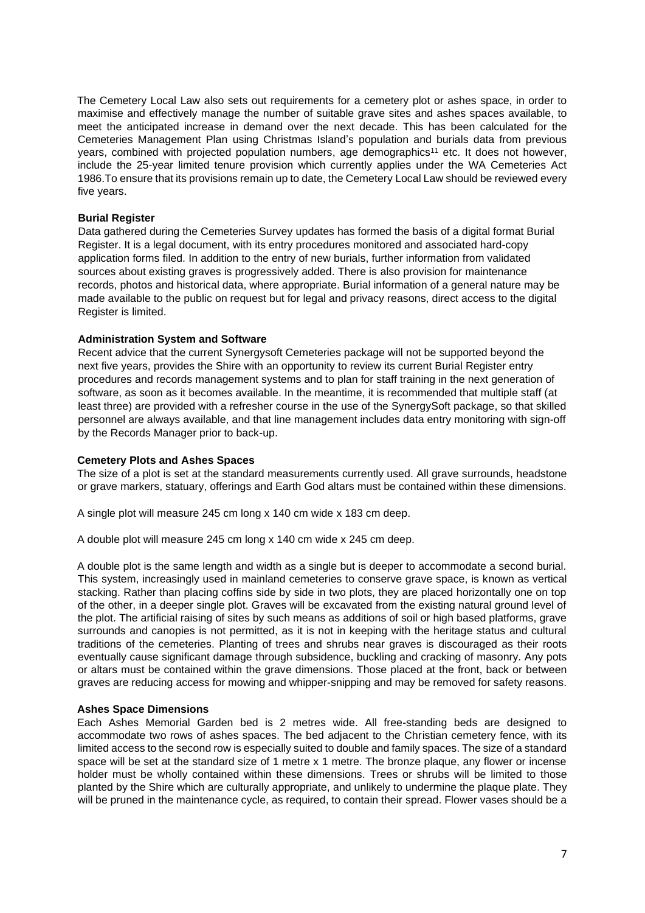The Cemetery Local Law also sets out requirements for a cemetery plot or ashes space, in order to maximise and effectively manage the number of suitable grave sites and ashes spaces available, to meet the anticipated increase in demand over the next decade. This has been calculated for the Cemeteries Management Plan using Christmas Island's population and burials data from previous years, combined with projected population numbers, age demographics[11] etc. It does not however, include the 25-year limited tenure provision which currently applies under the WA Cemeteries Act 1986.To ensure that its provisions remain up to date, the Cemetery Local Law should be reviewed every five years.

**Burial Register**

Data gathered during the Cemeteries Survey updates has formed the basis of a digital format Burial Register. It is a legal document, with its entry procedures monitored and associated hard-copy application forms filed. In addition to the entry of new burials, further information from validated sources about existing graves is progressively added. There is also provision for maintenance records, photos and historical data, where appropriate. Burial information of a general nature may be made available to the public on request but for legal and privacy reasons, direct access to the digital Register is limited.

**Administration System and Software**

Recent advice that the current Synergysoft Cemeteries package will not be supported beyond the next five years, provides the Shire with an opportunity to review its current Burial Register entry procedures and records management systems and to plan for staff training in the next generation of software, as soon as it becomes available. In the meantime, it is recommended that multiple staff (at least three) are provided with a refresher course in the use of the SynergySoft package, so that skilled personnel are always available, and that line management includes data entry monitoring with sign-off by the Records Manager prior to back-up.

**Cemetery Plots and Ashes Spaces**

The size of a plot is set at the standard measurements currently used. All grave surrounds, headstone or grave markers, statuary, offerings and Earth God altars must be contained within these dimensions.

A single plot will measure 245 cm long x 140 cm wide x 183 cm deep.

A double plot will measure 245 cm long x 140 cm wide x 245 cm deep.

A double plot is the same length and width as a single but is deeper to accommodate a second burial. This system, increasingly used in mainland cemeteries to conserve grave space, is known as vertical stacking. Rather than placing coffins side by side in two plots, they are placed horizontally one on top of the other, in a deeper single plot. Graves will be excavated from the existing natural ground level of the plot. The artificial raising of sites by such means as additions of soil or high based platforms, grave surrounds and canopies is not permitted, as it is not in keeping with the heritage status and cultural traditions of the cemeteries. Planting of trees and shrubs near graves is discouraged as their roots eventually cause significant damage through subsidence, buckling and cracking of masonry. Any pots or altars must be contained within the grave dimensions. Those placed at the front, back or between graves are reducing access for mowing and whipper-snipping and may be removed for safety reasons.

**Ashes Space Dimensions**

Each Ashes Memorial Garden bed is 2 metres wide. All free-standing beds are designed to accommodate two rows of ashes spaces. The bed adjacent to the Christian cemetery fence, with its limited access to the second row is especially suited to double and family spaces. The size of a standard space will be set at the standard size of 1 metre x 1 metre. The bronze plaque, any flower or incense holder must be wholly contained within these dimensions. Trees or shrubs will be limited to those planted by the Shire which are culturally appropriate, and unlikely to undermine the plaque plate. They will be pruned in the maintenance cycle, as required, to contain their spread. Flower vases should be a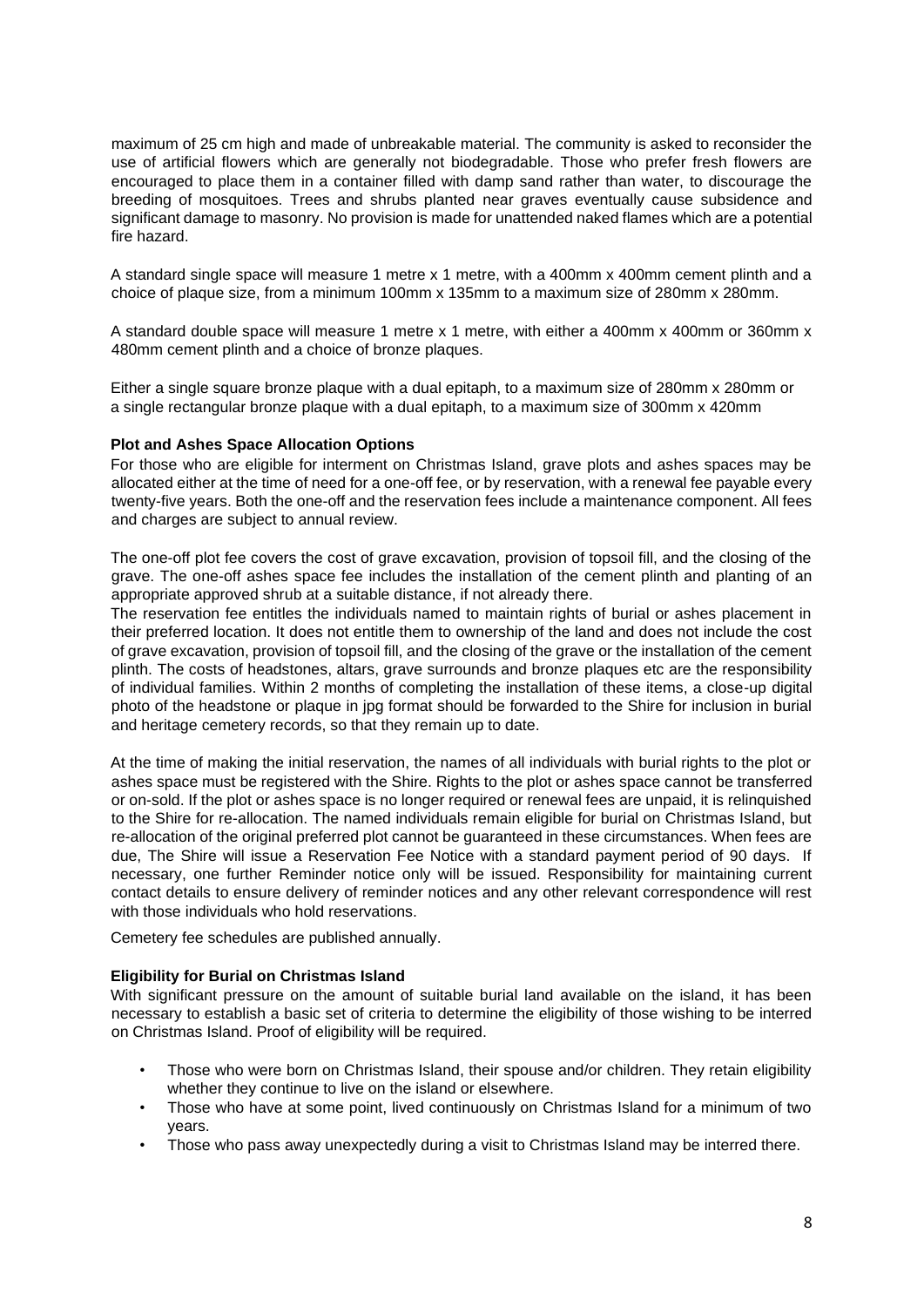maximum of 25 cm high and made of unbreakable material. The community is asked to reconsider the use of artificial flowers which are generally not biodegradable. Those who prefer fresh flowers are encouraged to place them in a container filled with damp sand rather than water, to discourage the breeding of mosquitoes. Trees and shrubs planted near graves eventually cause subsidence and significant damage to masonry. No provision is made for unattended naked flames which are a potential fire hazard.

A standard single space will measure 1 metre x 1 metre, with a 400mm x 400mm cement plinth and a choice of plaque size, from a minimum 100mm x 135mm to a maximum size of 280mm x 280mm.

A standard double space will measure 1 metre x 1 metre, with either a 400mm x 400mm or 360mm x 480mm cement plinth and a choice of bronze plaques.

Either a single square bronze plaque with a dual epitaph, to a maximum size of 280mm x 280mm or a single rectangular bronze plaque with a dual epitaph, to a maximum size of 300mm x 420mm

**Plot and Ashes Space Allocation Options**

For those who are eligible for interment on Christmas Island, grave plots and ashes spaces may be allocated either at the time of need for a one-off fee, or by reservation, with a renewal fee payable every twenty-five years. Both the one-off and the reservation fees include a maintenance component. All fees and charges are subject to annual review.

The one-off plot fee covers the cost of grave excavation, provision of topsoil fill, and the closing of the grave. The one-off ashes space fee includes the installation of the cement plinth and planting of an appropriate approved shrub at a suitable distance, if not already there.

The reservation fee entitles the individuals named to maintain rights of burial or ashes placement in their preferred location. It does not entitle them to ownership of the land and does not include the cost of grave excavation, provision of topsoil fill, and the closing of the grave or the installation of the cement plinth. The costs of headstones, altars, grave surrounds and bronze plaques etc are the responsibility of individual families. Within 2 months of completing the installation of these items, a close-up digital photo of the headstone or plaque in jpg format should be forwarded to the Shire for inclusion in burial and heritage cemetery records, so that they remain up to date.

At the time of making the initial reservation, the names of all individuals with burial rights to the plot or ashes space must be registered with the Shire. Rights to the plot or ashes space cannot be transferred or on-sold. If the plot or ashes space is no longer required or renewal fees are unpaid, it is relinquished to the Shire for re-allocation. The named individuals remain eligible for burial on Christmas Island, but re-allocation of the original preferred plot cannot be guaranteed in these circumstances. When fees are due, The Shire will issue a Reservation Fee Notice with a standard payment period of 90 days. If necessary, one further Reminder notice only will be issued. Responsibility for maintaining current contact details to ensure delivery of reminder notices and any other relevant correspondence will rest with those individuals who hold reservations.

Cemetery fee schedules are published annually.

**Eligibility for Burial on Christmas Island**

With significant pressure on the amount of suitable burial land available on the island, it has been necessary to establish a basic set of criteria to determine the eligibility of those wishing to be interred on Christmas Island. Proof of eligibility will be required.

- Those who were born on Christmas Island, their spouse and/or children. They retain eligibility whether they continue to live on the island or elsewhere.
- Those who have at some point, lived continuously on Christmas Island for a minimum of two years.
- Those who pass away unexpectedly during a visit to Christmas Island may be interred there.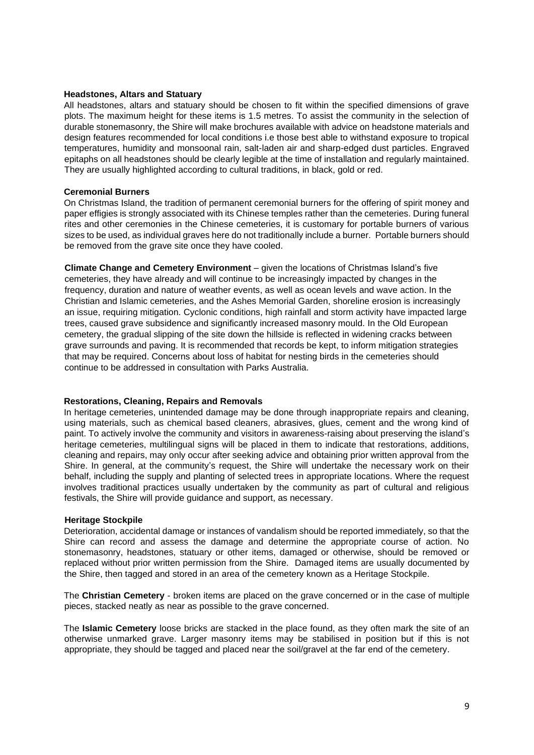**Headstones, Altars and Statuary**

All headstones, altars and statuary should be chosen to fit within the specified dimensions of grave plots. The maximum height for these items is 1.5 metres. To assist the community in the selection of durable stonemasonry, the Shire will make brochures available with advice on headstone materials and design features recommended for local conditions i.e those best able to withstand exposure to tropical temperatures, humidity and monsoonal rain, salt-laden air and sharp-edged dust particles. Engraved epitaphs on all headstones should be clearly legible at the time of installation and regularly maintained. They are usually highlighted according to cultural traditions, in black, gold or red.

**Ceremonial Burners**

On Christmas Island, the tradition of permanent ceremonial burners for the offering of spirit money and paper effigies is strongly associated with its Chinese temples rather than the cemeteries. During funeral rites and other ceremonies in the Chinese cemeteries, it is customary for portable burners of various sizes to be used, as individual graves here do not traditionally include a burner. Portable burners should be removed from the grave site once they have cooled.

**Climate Change and Cemetery Environment** – given the locations of Christmas Island's five cemeteries, they have already and will continue to be increasingly impacted by changes in the frequency, duration and nature of weather events, as well as ocean levels and wave action. In the Christian and Islamic cemeteries, and the Ashes Memorial Garden, shoreline erosion is increasingly an issue, requiring mitigation. Cyclonic conditions, high rainfall and storm activity have impacted large trees, caused grave subsidence and significantly increased masonry mould. In the Old European cemetery, the gradual slipping of the site down the hillside is reflected in widening cracks between grave surrounds and paving. It is recommended that records be kept, to inform mitigation strategies that may be required. Concerns about loss of habitat for nesting birds in the cemeteries should continue to be addressed in consultation with Parks Australia.

**Restorations, Cleaning, Repairs and Removals**

In heritage cemeteries, unintended damage may be done through inappropriate repairs and cleaning, using materials, such as chemical based cleaners, abrasives, glues, cement and the wrong kind of paint. To actively involve the community and visitors in awareness-raising about preserving the island's heritage cemeteries, multilingual signs will be placed in them to indicate that restorations, additions, cleaning and repairs, may only occur after seeking advice and obtaining prior written approval from the Shire. In general, at the community's request, the Shire will undertake the necessary work on their behalf, including the supply and planting of selected trees in appropriate locations. Where the request involves traditional practices usually undertaken by the community as part of cultural and religious festivals, the Shire will provide guidance and support, as necessary.

**Heritage Stockpile**

Deterioration, accidental damage or instances of vandalism should be reported immediately, so that the Shire can record and assess the damage and determine the appropriate course of action. No stonemasonry, headstones, statuary or other items, damaged or otherwise, should be removed or replaced without prior written permission from the Shire. Damaged items are usually documented by the Shire, then tagged and stored in an area of the cemetery known as a Heritage Stockpile.

The **Christian Cemetery** - broken items are placed on the grave concerned or in the case of multiple pieces, stacked neatly as near as possible to the grave concerned.

The **Islamic Cemetery** loose bricks are stacked in the place found, as they often mark the site of an otherwise unmarked grave. Larger masonry items may be stabilised in position but if this is not appropriate, they should be tagged and placed near the soil/gravel at the far end of the cemetery.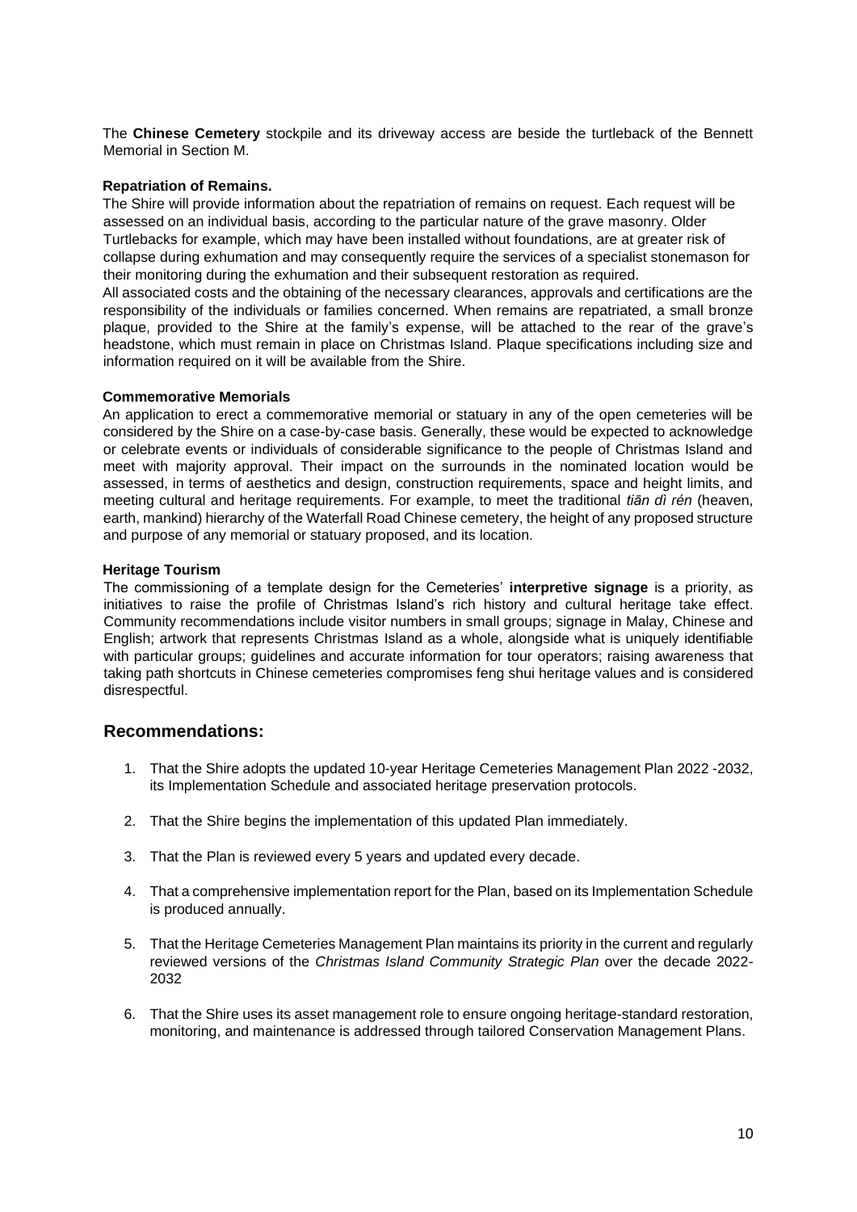The **Chinese Cemetery** stockpile and its driveway access are beside the turtleback of the Bennett Memorial in Section M.

**Repatriation of Remains.**

The Shire will provide information about the repatriation of remains on request. Each request will be assessed on an individual basis, according to the particular nature of the grave masonry. Older Turtlebacks for example, which may have been installed without foundations, are at greater risk of collapse during exhumation and may consequently require the services of a specialist stonemason for their monitoring during the exhumation and their subsequent restoration as required.

All associated costs and the obtaining of the necessary clearances, approvals and certifications are the responsibility of the individuals or families concerned. When remains are repatriated, a small bronze plaque, provided to the Shire at the family's expense, will be attached to the rear of the grave's headstone, which must remain in place on Christmas Island. Plaque specifications including size and information required on it will be available from the Shire.

**Commemorative Memorials**

An application to erect a commemorative memorial or statuary in any of the open cemeteries will be considered by the Shire on a case-by-case basis. Generally, these would be expected to acknowledge or celebrate events or individuals of considerable significance to the people of Christmas Island and meet with majority approval. Their impact on the surrounds in the nominated location would be assessed, in terms of aesthetics and design, construction requirements, space and height limits, and meeting cultural and heritage requirements. For example, to meet the traditional *tiān dì rén* (heaven, earth, mankind) hierarchy of the Waterfall Road Chinese cemetery, the height of any proposed structure and purpose of any memorial or statuary proposed, and its location.

**Heritage Tourism**

The commissioning of a template design for the Cemeteries' **interpretive signage** is a priority, as initiatives to raise the profile of Christmas Island's rich history and cultural heritage take effect. Community recommendations include visitor numbers in small groups; signage in Malay, Chinese and English; artwork that represents Christmas Island as a whole, alongside what is uniquely identifiable with particular groups; guidelines and accurate information for tour operators; raising awareness that taking path shortcuts in Chinese cemeteries compromises feng shui heritage values and is considered disrespectful.

## Recommendations:

1. That the Shire adopts the updated 10-year Heritage Cemeteries Management Plan 2022 -2032, its Implementation Schedule and associated heritage preservation protocols.
2. That the Shire begins the implementation of this updated Plan immediately.
3. That the Plan is reviewed every 5 years and updated every decade.
4. That a comprehensive implementation report for the Plan, based on its Implementation Schedule is produced annually.
5. That the Heritage Cemeteries Management Plan maintains its priority in the current and regularly reviewed versions of the *Christmas Island Community Strategic Plan* over the decade 2022-2032
6. That the Shire uses its asset management role to ensure ongoing heritage-standard restoration, monitoring, and maintenance is addressed through tailored Conservation Management Plans.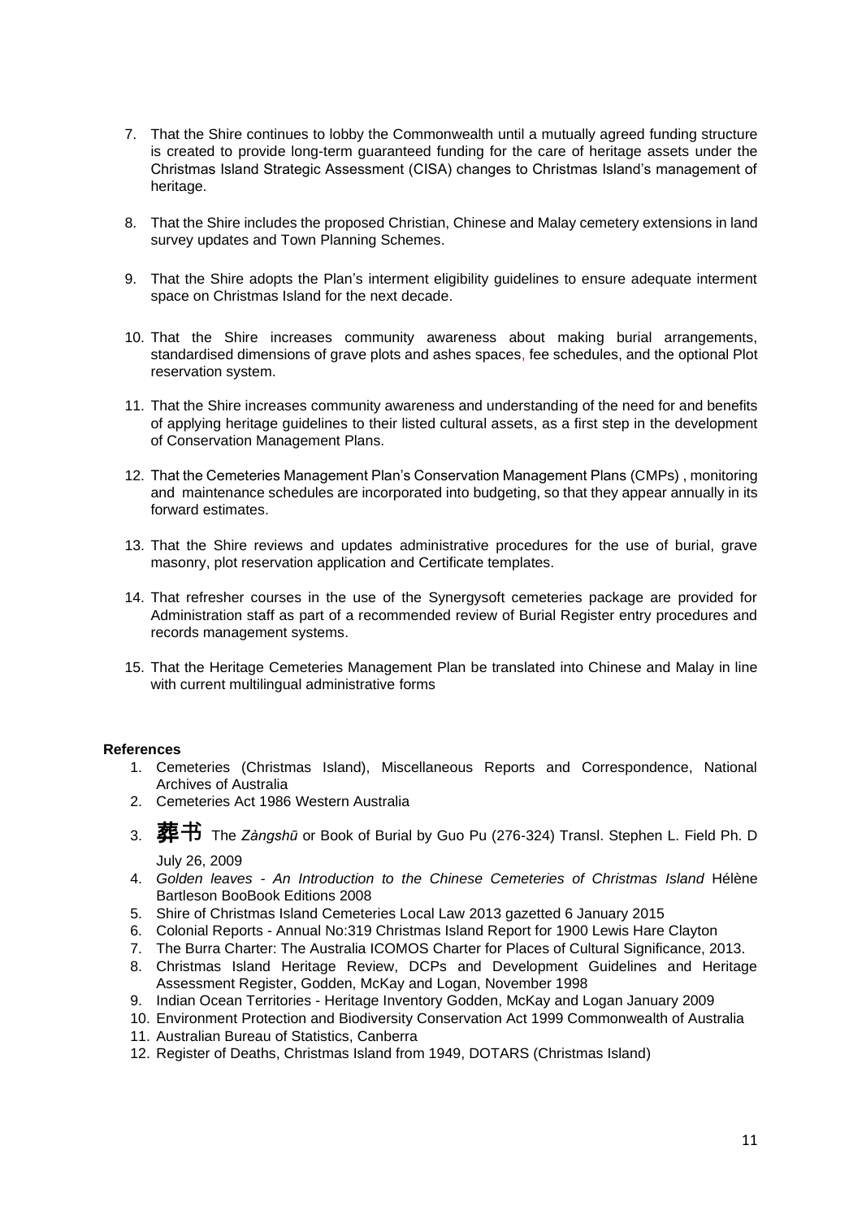7. That the Shire continues to lobby the Commonwealth until a mutually agreed funding structure is created to provide long-term guaranteed funding for the care of heritage assets under the Christmas Island Strategic Assessment (CISA) changes to Christmas Island's management of heritage.

8. That the Shire includes the proposed Christian, Chinese and Malay cemetery extensions in land survey updates and Town Planning Schemes.

9. That the Shire adopts the Plan's interment eligibility guidelines to ensure adequate interment space on Christmas Island for the next decade.

10. That the Shire increases community awareness about making burial arrangements, standardised dimensions of grave plots and ashes spaces, fee schedules, and the optional Plot reservation system.

11. That the Shire increases community awareness and understanding of the need for and benefits of applying heritage guidelines to their listed cultural assets, as a first step in the development of Conservation Management Plans.

12. That the Cemeteries Management Plan's Conservation Management Plans (CMPs) , monitoring and maintenance schedules are incorporated into budgeting, so that they appear annually in its forward estimates.

13. That the Shire reviews and updates administrative procedures for the use of burial, grave masonry, plot reservation application and Certificate templates.

14. That refresher courses in the use of the Synergysoft cemeteries package are provided for Administration staff as part of a recommended review of Burial Register entry procedures and records management systems.

15. That the Heritage Cemeteries Management Plan be translated into Chinese and Malay in line with current multilingual administrative forms

**References**

1. Cemeteries (Christmas Island), Miscellaneous Reports and Correspondence, National Archives of Australia
2. Cemeteries Act 1986 Western Australia
3. **葬书** The *Zàngshū* or Book of Burial by Guo Pu (276-324) Transl. Stephen L. Field Ph. D July 26, 2009
4. *Golden leaves - An Introduction to the Chinese Cemeteries of Christmas Island* Hélène Bartleson BooBook Editions 2008
5. Shire of Christmas Island Cemeteries Local Law 2013 gazetted 6 January 2015
6. Colonial Reports - Annual No:319 Christmas Island Report for 1900 Lewis Hare Clayton
7. The Burra Charter: The Australia ICOMOS Charter for Places of Cultural Significance, 2013.
8. Christmas Island Heritage Review, DCPs and Development Guidelines and Heritage Assessment Register, Godden, McKay and Logan, November 1998
9. Indian Ocean Territories - Heritage Inventory Godden, McKay and Logan January 2009
10. Environment Protection and Biodiversity Conservation Act 1999 Commonwealth of Australia
11. Australian Bureau of Statistics, Canberra
12. Register of Deaths, Christmas Island from 1949, DOTARS (Christmas Island)